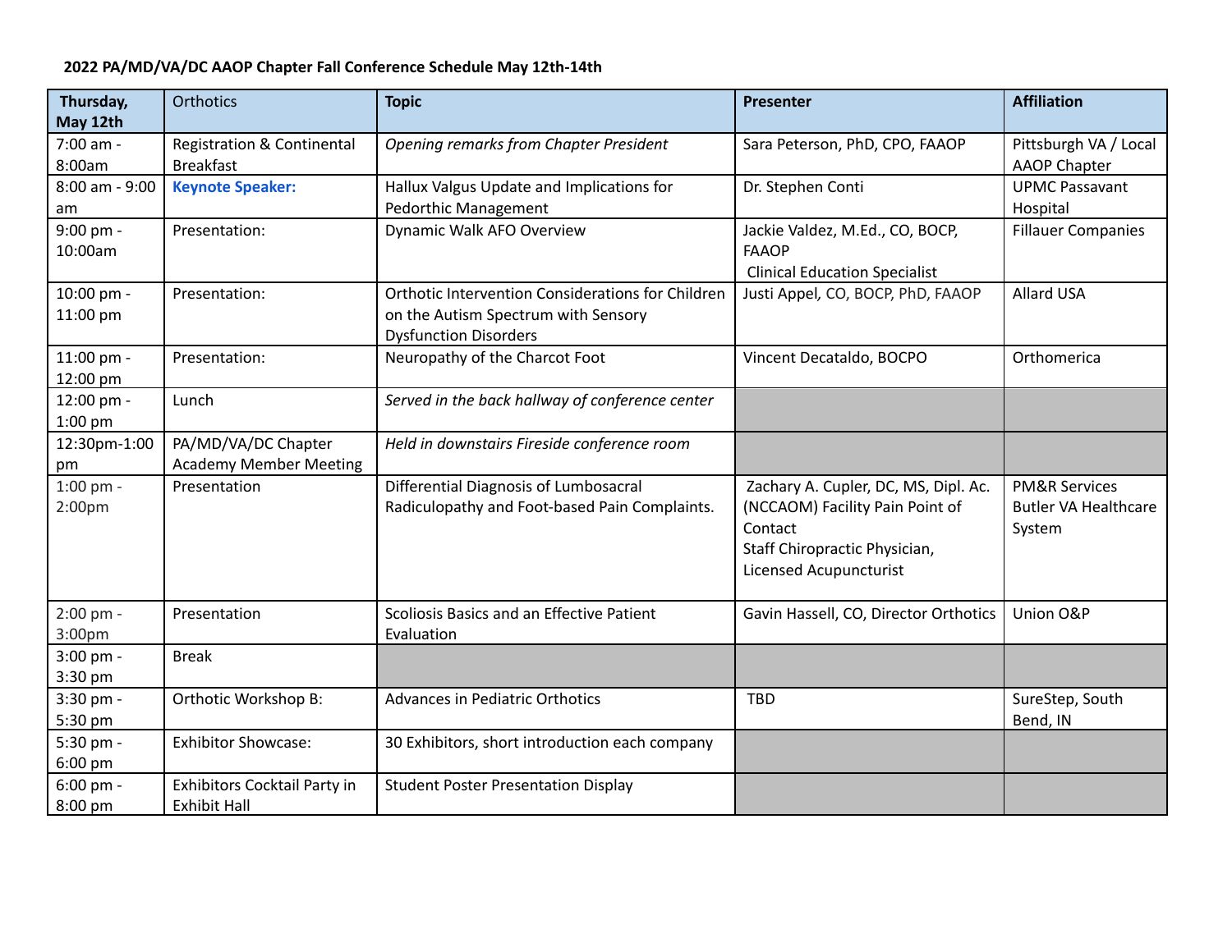**2022 PA/MD/VA/DC AAOP Chapter Fall Conference Schedule May 12th-14th**

| **Thursday, May 12th** | Orthotics | **Topic** | **Presenter** | **Affiliation** |
|---|---|---|---|---|
| 7:00 am - 8:00am | Registration & Continental Breakfast | *Opening remarks from Chapter President* | Sara Peterson, PhD, CPO, FAAOP | Pittsburgh VA / Local AAOP Chapter |
| 8:00 am - 9:00 am | **Keynote Speaker:** | Hallux Valgus Update and Implications for Pedorthic Management | Dr. Stephen Conti | UPMC Passavant Hospital |
| 9:00 pm - 10:00am | Presentation: | Dynamic Walk AFO Overview | Jackie Valdez, M.Ed., CO, BOCP, FAAOP Clinical Education Specialist | Fillauer Companies |
| 10:00 pm - 11:00 pm | Presentation: | Orthotic Intervention Considerations for Children on the Autism Spectrum with Sensory Dysfunction Disorders | Justi Appel, CO, BOCP, PhD, FAAOP | Allard USA |
| 11:00 pm - 12:00 pm | Presentation: | Neuropathy of the Charcot Foot | Vincent Decataldo, BOCPO | Orthomerica |
| 12:00 pm - 1:00 pm | Lunch | *Served in the back hallway of conference center* | | |
| 12:30pm-1:00 pm | PA/MD/VA/DC Chapter Academy Member Meeting | *Held in downstairs Fireside conference room* | | |
| 1:00 pm - 2:00pm | Presentation | Differential Diagnosis of Lumbosacral Radiculopathy and Foot-based Pain Complaints. | Zachary A. Cupler, DC, MS, Dipl. Ac. (NCCAOM) Facility Pain Point of Contact Staff Chiropractic Physician, Licensed Acupuncturist | PM&R Services Butler VA Healthcare System |
| 2:00 pm - 3:00pm | Presentation | Scoliosis Basics and an Effective Patient Evaluation | Gavin Hassell, CO, Director Orthotics | Union O&P |
| 3:00 pm - 3:30 pm | Break | | | |
| 3:30 pm - 5:30 pm | Orthotic Workshop B: | Advances in Pediatric Orthotics | TBD | SureStep, South Bend, IN |
| 5:30 pm - 6:00 pm | Exhibitor Showcase: | 30 Exhibitors, short introduction each company | | |
| 6:00 pm - 8:00 pm | Exhibitors Cocktail Party in Exhibit Hall | Student Poster Presentation Display | | |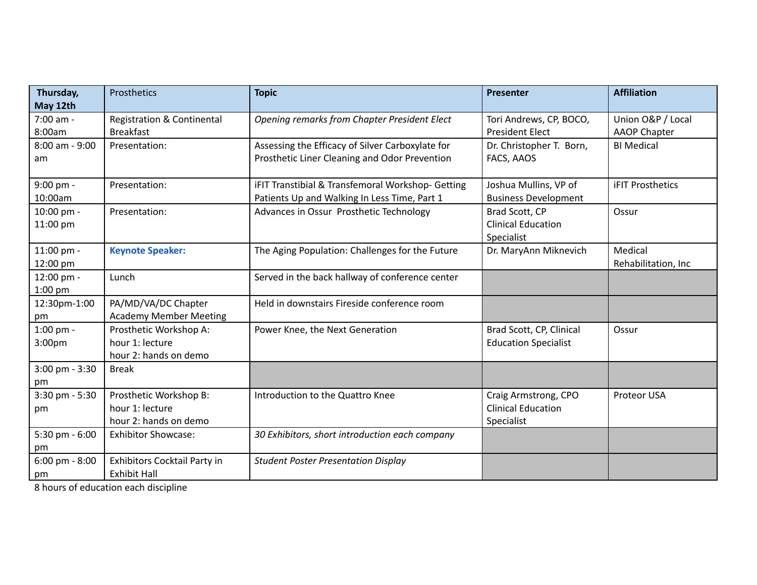| **Thursday, May 12th** | Prosthetics | **Topic** | **Presenter** | **Affiliation** |
|---|---|---|---|---|
| 7:00 am - 8:00am | Registration & Continental Breakfast | *Opening remarks from Chapter President Elect* | Tori Andrews, CP, BOCO, President Elect | Union O&P / Local AAOP Chapter |
| 8:00 am - 9:00 am | Presentation: | Assessing the Efficacy of Silver Carboxylate for Prosthetic Liner Cleaning and Odor Prevention | Dr. Christopher T. Born, FACS, AAOS | BI Medical |
| 9:00 pm - 10:00am | Presentation: | iFIT Transtibial & Transfemoral Workshop- Getting Patients Up and Walking In Less Time, Part 1 | Joshua Mullins, VP of Business Development | iFIT Prosthetics |
| 10:00 pm - 11:00 pm | Presentation: | Advances in Ossur Prosthetic Technology | Brad Scott, CP Clinical Education Specialist | Ossur |
| 11:00 pm - 12:00 pm | **Keynote Speaker:** | The Aging Population: Challenges for the Future | Dr. MaryAnn Miknevich | Medical Rehabilitation, Inc |
| 12:00 pm - 1:00 pm | Lunch | Served in the back hallway of conference center | | |
| 12:30pm-1:00 pm | PA/MD/VA/DC Chapter Academy Member Meeting | Held in downstairs Fireside conference room | | |
| 1:00 pm - 3:00pm | Prosthetic Workshop A: hour 1: lecture hour 2: hands on demo | Power Knee, the Next Generation | Brad Scott, CP, Clinical Education Specialist | Ossur |
| 3:00 pm - 3:30 pm | Break | | | |
| 3:30 pm - 5:30 pm | Prosthetic Workshop B: hour 1: lecture hour 2: hands on demo | Introduction to the Quattro Knee | Craig Armstrong, CPO Clinical Education Specialist | Proteor USA |
| 5:30 pm - 6:00 pm | Exhibitor Showcase: | *30 Exhibitors, short introduction each company* | | |
| 6:00 pm - 8:00 pm | Exhibitors Cocktail Party in Exhibit Hall | *Student Poster Presentation Display* | | |

8 hours of education each discipline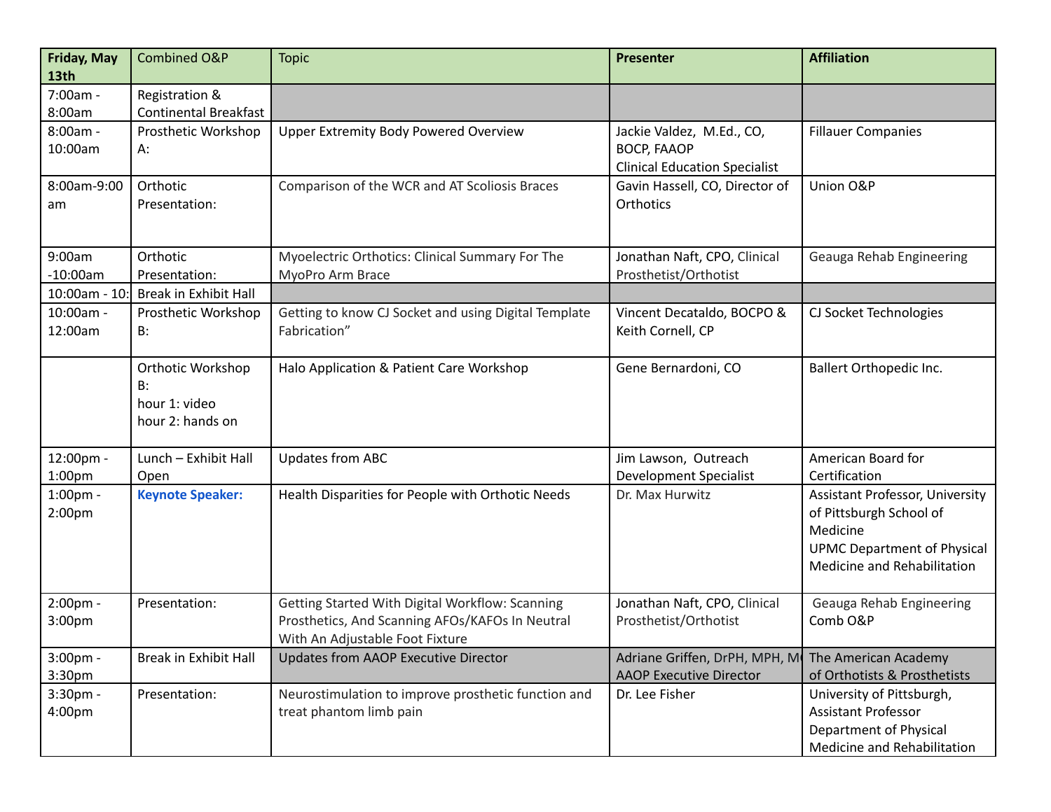| **Friday, May 13th** | Combined O&P | Topic | **Presenter** | **Affiliation** |
|---|---|---|---|---|
| 7:00am - 8:00am | Registration & Continental Breakfast | | | |
| 8:00am - 10:00am | Prosthetic Workshop A: | Upper Extremity Body Powered Overview | Jackie Valdez, M.Ed., CO, BOCP, FAAOP Clinical Education Specialist | Fillauer Companies |
| 8:00am-9:00 am | Orthotic Presentation: | Comparison of the WCR and AT Scoliosis Braces | Gavin Hassell, CO, Director of Orthotics | Union O&P |
| 9:00am -10:00am | Orthotic Presentation: | Myoelectric Orthotics: Clinical Summary For The MyoPro Arm Brace | Jonathan Naft, CPO, Clinical Prosthetist/Orthotist | Geauga Rehab Engineering |
| 10:00am - 10: | Break in Exhibit Hall | | | |
| 10:00am - 12:00am | Prosthetic Workshop B: | Getting to know CJ Socket and using Digital Template Fabrication" | Vincent Decataldo, BOCPO & Keith Cornell, CP | CJ Socket Technologies |
| | Orthotic Workshop B: hour 1: video hour 2: hands on | Halo Application & Patient Care Workshop | Gene Bernardoni, CO | Ballert Orthopedic Inc. |
| 12:00pm - 1:00pm | Lunch – Exhibit Hall Open | Updates from ABC | Jim Lawson, Outreach Development Specialist | American Board for Certification |
| 1:00pm - 2:00pm | **Keynote Speaker:** | Health Disparities for People with Orthotic Needs | Dr. Max Hurwitz | Assistant Professor, University of Pittsburgh School of Medicine UPMC Department of Physical Medicine and Rehabilitation |
| 2:00pm - 3:00pm | Presentation: | Getting Started With Digital Workflow: Scanning Prosthetics, And Scanning AFOs/KAFOs In Neutral With An Adjustable Foot Fixture | Jonathan Naft, CPO, Clinical Prosthetist/Orthotist | Geauga Rehab Engineering Comb O&P |
| 3:00pm - 3:30pm | Break in Exhibit Hall | Updates from AAOP Executive Director | Adriane Griffen, DrPH, MPH, M AAOP Executive Director | The American Academy of Orthotists & Prosthetists |
| 3:30pm - 4:00pm | Presentation: | Neurostimulation to improve prosthetic function and treat phantom limb pain | Dr. Lee Fisher | University of Pittsburgh, Assistant Professor Department of Physical Medicine and Rehabilitation |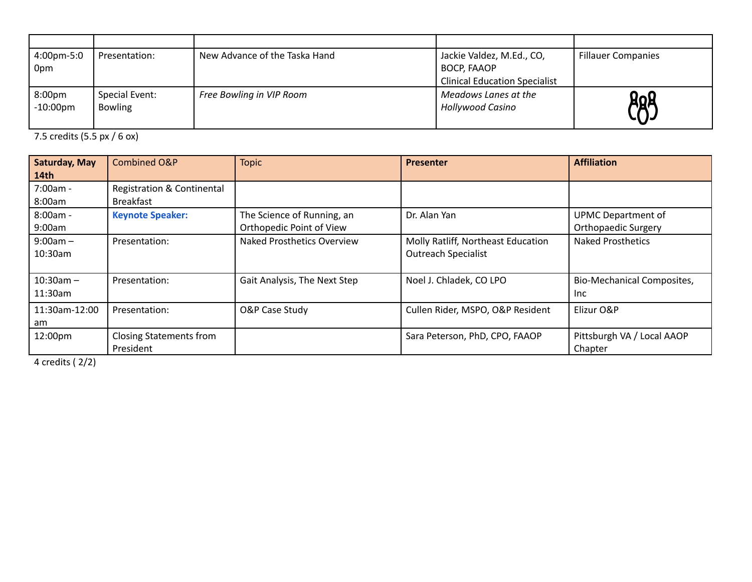| | | | | |
|---|---|---|---|---|
| 4:00pm-5:00pm | Presentation: | New Advance of the Taska Hand | Jackie Valdez, M.Ed., CO, BOCP, FAAOP Clinical Education Specialist | Fillauer Companies |
| 8:00pm -10:00pm | Special Event: Bowling | *Free Bowling in VIP Room* | *Meadows Lanes at the Hollywood Casino* | |

7.5 credits (5.5 px / 6 ox)

| **Saturday, May 14th** | Combined O&P | Topic | **Presenter** | **Affiliation** |
|---|---|---|---|---|
| 7:00am - 8:00am | Registration & Continental Breakfast | | | |
| 8:00am - 9:00am | **Keynote Speaker:** | The Science of Running, an Orthopedic Point of View | Dr. Alan Yan | UPMC Department of Orthopaedic Surgery |
| 9:00am – 10:30am | Presentation: | Naked Prosthetics Overview | Molly Ratliff, Northeast Education Outreach Specialist | Naked Prosthetics |
| 10:30am – 11:30am | Presentation: | Gait Analysis, The Next Step | Noel J. Chladek, CO LPO | Bio-Mechanical Composites, Inc |
| 11:30am-12:00 am | Presentation: | O&P Case Study | Cullen Rider, MSPO, O&P Resident | Elizur O&P |
| 12:00pm | Closing Statements from President | | Sara Peterson, PhD, CPO, FAAOP | Pittsburgh VA / Local AAOP Chapter |

4 credits ( 2/2)